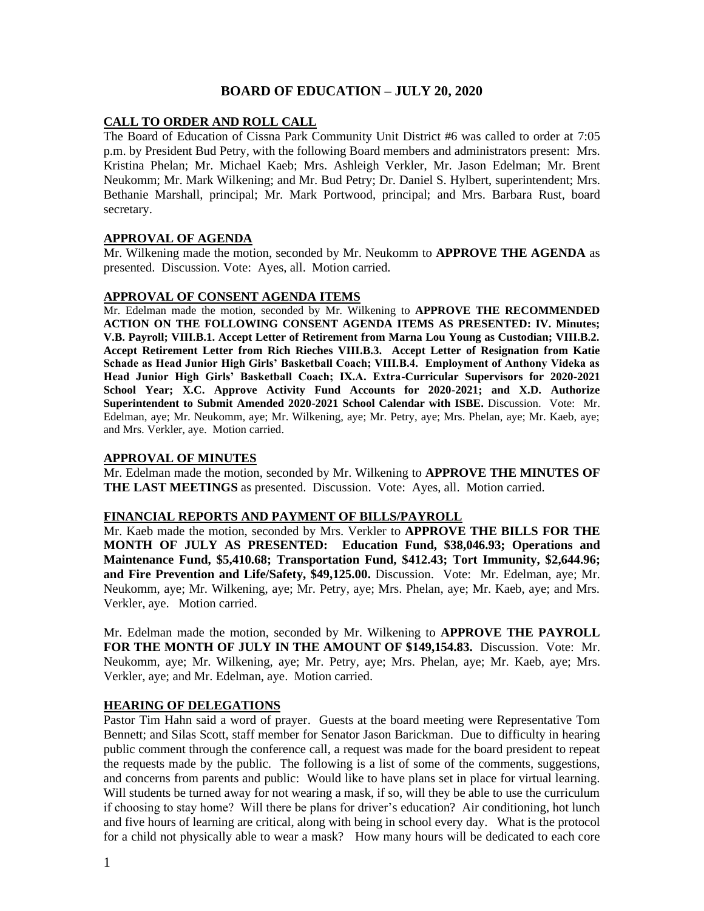# BOARD OF EDUCATION – JULY 20, 2020

## CALL TO ORDER AND ROLL CALL

The Board of Education of Cissna Park Community Unit District #6 was called to order at 7:05 p.m. by President Bud Petry, with the following Board members and administrators present: Mrs. Kristina Phelan; Mr. Michael Kaeb; Mrs. Ashleigh Verkler, Mr. Jason Edelman; Mr. Brent Neukomm; Mr. Mark Wilkening; and Mr. Bud Petry; Dr. Daniel S. Hylbert, superintendent; Mrs. Bethanie Marshall, principal; Mr. Mark Portwood, principal; and Mrs. Barbara Rust, board secretary.

## APPROVAL OF AGENDA

Mr. Wilkening made the motion, seconded by Mr. Neukomm to **APPROVE THE AGENDA** as presented. Discussion. Vote: Ayes, all. Motion carried.

## APPROVAL OF CONSENT AGENDA ITEMS

Mr. Edelman made the motion, seconded by Mr. Wilkening to **APPROVE THE RECOMMENDED ACTION ON THE FOLLOWING CONSENT AGENDA ITEMS AS PRESENTED: IV. Minutes; V.B. Payroll; VIII.B.1. Accept Letter of Retirement from Marna Lou Young as Custodian; VIII.B.2. Accept Retirement Letter from Rich Rieches VIII.B.3. Accept Letter of Resignation from Katie Schade as Head Junior High Girls' Basketball Coach; VIII.B.4. Employment of Anthony Videka as Head Junior High Girls' Basketball Coach; IX.A. Extra-Curricular Supervisors for 2020-2021 School Year; X.C. Approve Activity Fund Accounts for 2020-2021; and X.D. Authorize Superintendent to Submit Amended 2020-2021 School Calendar with ISBE.** Discussion. Vote: Mr. Edelman, aye; Mr. Neukomm, aye; Mr. Wilkening, aye; Mr. Petry, aye; Mrs. Phelan, aye; Mr. Kaeb, aye; and Mrs. Verkler, aye. Motion carried.

## APPROVAL OF MINUTES

Mr. Edelman made the motion, seconded by Mr. Wilkening to **APPROVE THE MINUTES OF THE LAST MEETINGS** as presented. Discussion. Vote: Ayes, all. Motion carried.

## FINANCIAL REPORTS AND PAYMENT OF BILLS/PAYROLL

Mr. Kaeb made the motion, seconded by Mrs. Verkler to **APPROVE THE BILLS FOR THE MONTH OF JULY AS PRESENTED: Education Fund, $38,046.93; Operations and Maintenance Fund, $5,410.68; Transportation Fund, $412.43; Tort Immunity, $2,644.96; and Fire Prevention and Life/Safety, $49,125.00.** Discussion. Vote: Mr. Edelman, aye; Mr. Neukomm, aye; Mr. Wilkening, aye; Mr. Petry, aye; Mrs. Phelan, aye; Mr. Kaeb, aye; and Mrs. Verkler, aye. Motion carried.

Mr. Edelman made the motion, seconded by Mr. Wilkening to **APPROVE THE PAYROLL FOR THE MONTH OF JULY IN THE AMOUNT OF $149,154.83.** Discussion. Vote: Mr. Neukomm, aye; Mr. Wilkening, aye; Mr. Petry, aye; Mrs. Phelan, aye; Mr. Kaeb, aye; Mrs. Verkler, aye; and Mr. Edelman, aye. Motion carried.

## HEARING OF DELEGATIONS

Pastor Tim Hahn said a word of prayer. Guests at the board meeting were Representative Tom Bennett; and Silas Scott, staff member for Senator Jason Barickman. Due to difficulty in hearing public comment through the conference call, a request was made for the board president to repeat the requests made by the public. The following is a list of some of the comments, suggestions, and concerns from parents and public: Would like to have plans set in place for virtual learning. Will students be turned away for not wearing a mask, if so, will they be able to use the curriculum if choosing to stay home? Will there be plans for driver's education? Air conditioning, hot lunch and five hours of learning are critical, along with being in school every day. What is the protocol for a child not physically able to wear a mask? How many hours will be dedicated to each core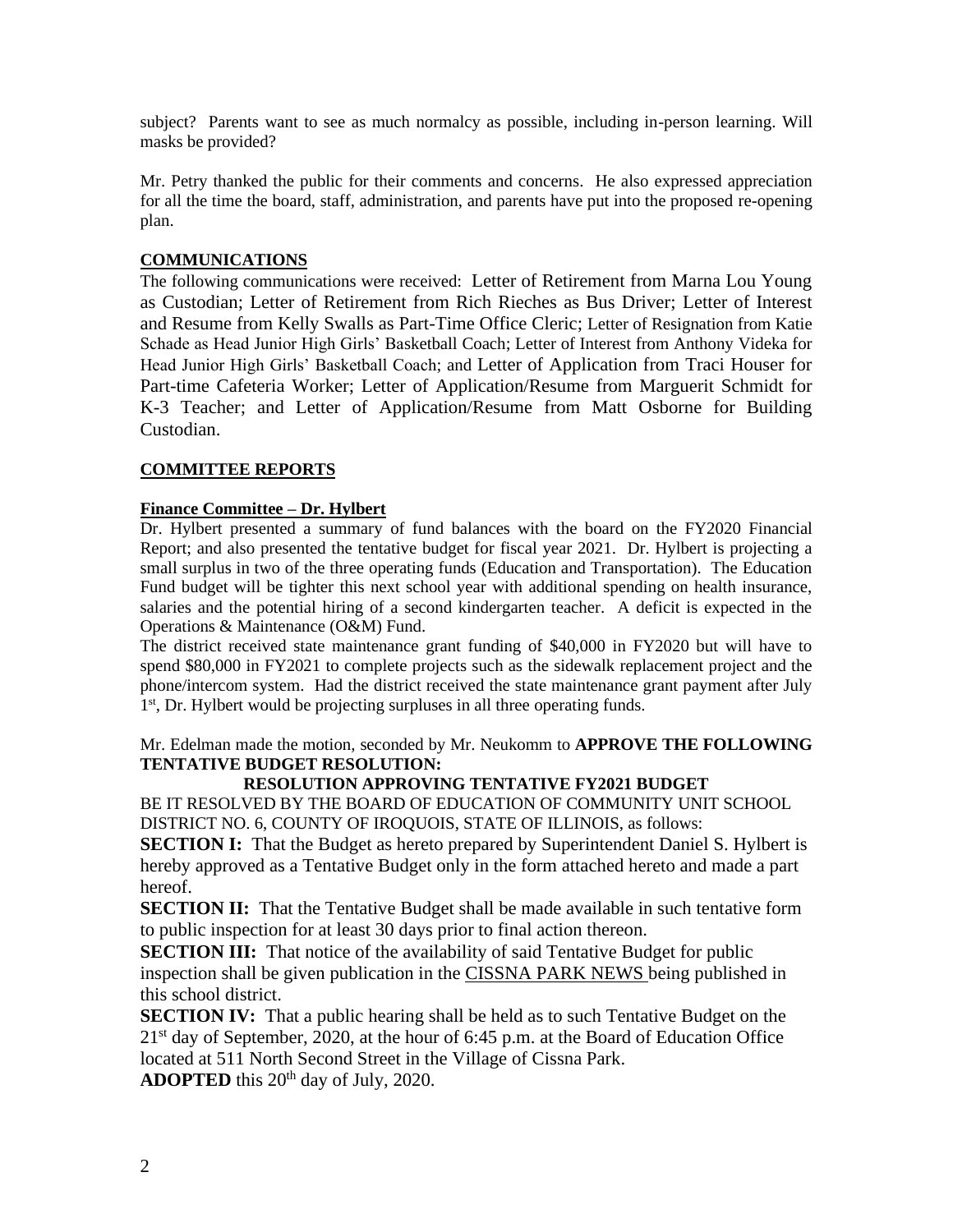subject? Parents want to see as much normalcy as possible, including in-person learning. Will masks be provided?

Mr. Petry thanked the public for their comments and concerns. He also expressed appreciation for all the time the board, staff, administration, and parents have put into the proposed re-opening plan.

## COMMUNICATIONS

The following communications were received: Letter of Retirement from Marna Lou Young as Custodian; Letter of Retirement from Rich Rieches as Bus Driver; Letter of Interest and Resume from Kelly Swalls as Part-Time Office Cleric; Letter of Resignation from Katie Schade as Head Junior High Girls' Basketball Coach; Letter of Interest from Anthony Videka for Head Junior High Girls' Basketball Coach; and Letter of Application from Traci Houser for Part-time Cafeteria Worker; Letter of Application/Resume from Marguerit Schmidt for K-3 Teacher; and Letter of Application/Resume from Matt Osborne for Building Custodian.

## COMMITTEE REPORTS

### Finance Committee – Dr. Hylbert

Dr. Hylbert presented a summary of fund balances with the board on the FY2020 Financial Report; and also presented the tentative budget for fiscal year 2021. Dr. Hylbert is projecting a small surplus in two of the three operating funds (Education and Transportation). The Education Fund budget will be tighter this next school year with additional spending on health insurance, salaries and the potential hiring of a second kindergarten teacher. A deficit is expected in the Operations & Maintenance (O&M) Fund.

The district received state maintenance grant funding of $40,000 in FY2020 but will have to spend $80,000 in FY2021 to complete projects such as the sidewalk replacement project and the phone/intercom system. Had the district received the state maintenance grant payment after July 1st, Dr. Hylbert would be projecting surpluses in all three operating funds.

Mr. Edelman made the motion, seconded by Mr. Neukomm to **APPROVE THE FOLLOWING TENTATIVE BUDGET RESOLUTION:**

**RESOLUTION APPROVING TENTATIVE FY2021 BUDGET**

BE IT RESOLVED BY THE BOARD OF EDUCATION OF COMMUNITY UNIT SCHOOL DISTRICT NO. 6, COUNTY OF IROQUOIS, STATE OF ILLINOIS, as follows:

**SECTION I:** That the Budget as hereto prepared by Superintendent Daniel S. Hylbert is hereby approved as a Tentative Budget only in the form attached hereto and made a part hereof.

**SECTION II:** That the Tentative Budget shall be made available in such tentative form to public inspection for at least 30 days prior to final action thereon.

**SECTION III:** That notice of the availability of said Tentative Budget for public inspection shall be given publication in the CISSNA PARK NEWS being published in this school district.

**SECTION IV:** That a public hearing shall be held as to such Tentative Budget on the 21st day of September, 2020, at the hour of 6:45 p.m. at the Board of Education Office located at 511 North Second Street in the Village of Cissna Park.

**ADOPTED** this 20th day of July, 2020.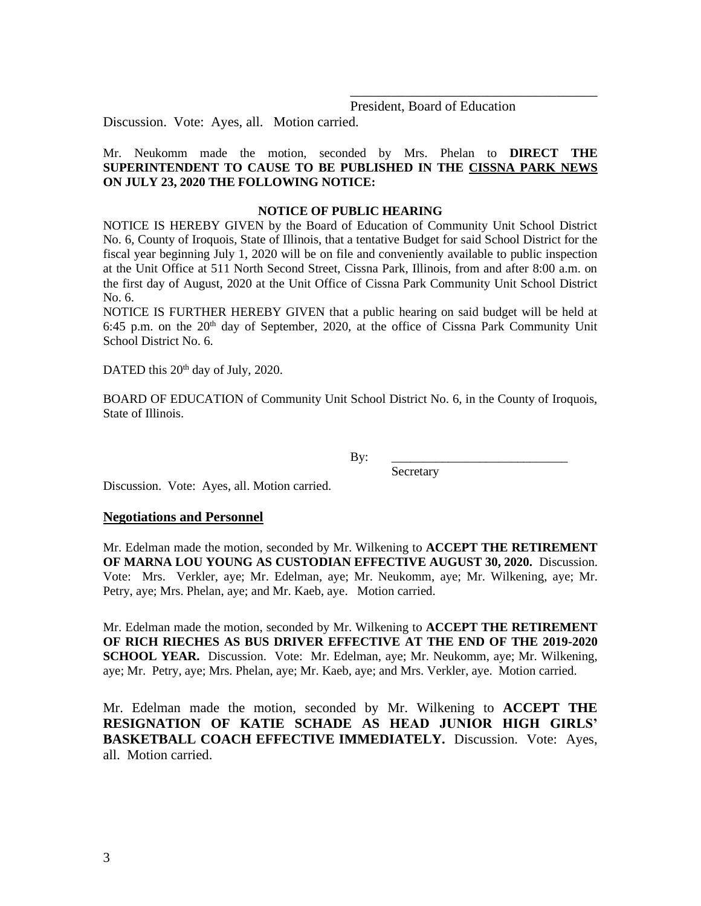_____________________________________

President, Board of Education

Discussion. Vote: Ayes, all. Motion carried.

Mr. Neukomm made the motion, seconded by Mrs. Phelan to **DIRECT THE SUPERINTENDENT TO CAUSE TO BE PUBLISHED IN THE CISSNA PARK NEWS ON JULY 23, 2020 THE FOLLOWING NOTICE:**

**NOTICE OF PUBLIC HEARING**

NOTICE IS HEREBY GIVEN by the Board of Education of Community Unit School District No. 6, County of Iroquois, State of Illinois, that a tentative Budget for said School District for the fiscal year beginning July 1, 2020 will be on file and conveniently available to public inspection at the Unit Office at 511 North Second Street, Cissna Park, Illinois, from and after 8:00 a.m. on the first day of August, 2020 at the Unit Office of Cissna Park Community Unit School District No. 6.

NOTICE IS FURTHER HEREBY GIVEN that a public hearing on said budget will be held at 6:45 p.m. on the 20th day of September, 2020, at the office of Cissna Park Community Unit School District No. 6.

DATED this 20th day of July, 2020.

BOARD OF EDUCATION of Community Unit School District No. 6, in the County of Iroquois, State of Illinois.

By: _____________________________

Secretary

Discussion. Vote: Ayes, all. Motion carried.

## Negotiations and Personnel

Mr. Edelman made the motion, seconded by Mr. Wilkening to **ACCEPT THE RETIREMENT OF MARNA LOU YOUNG AS CUSTODIAN EFFECTIVE AUGUST 30, 2020.** Discussion. Vote: Mrs. Verkler, aye; Mr. Edelman, aye; Mr. Neukomm, aye; Mr. Wilkening, aye; Mr. Petry, aye; Mrs. Phelan, aye; and Mr. Kaeb, aye. Motion carried.

Mr. Edelman made the motion, seconded by Mr. Wilkening to **ACCEPT THE RETIREMENT OF RICH RIECHES AS BUS DRIVER EFFECTIVE AT THE END OF THE 2019-2020 SCHOOL YEAR.** Discussion. Vote: Mr. Edelman, aye; Mr. Neukomm, aye; Mr. Wilkening, aye; Mr. Petry, aye; Mrs. Phelan, aye; Mr. Kaeb, aye; and Mrs. Verkler, aye. Motion carried.

Mr. Edelman made the motion, seconded by Mr. Wilkening to **ACCEPT THE RESIGNATION OF KATIE SCHADE AS HEAD JUNIOR HIGH GIRLS' BASKETBALL COACH EFFECTIVE IMMEDIATELY.** Discussion. Vote: Ayes, all. Motion carried.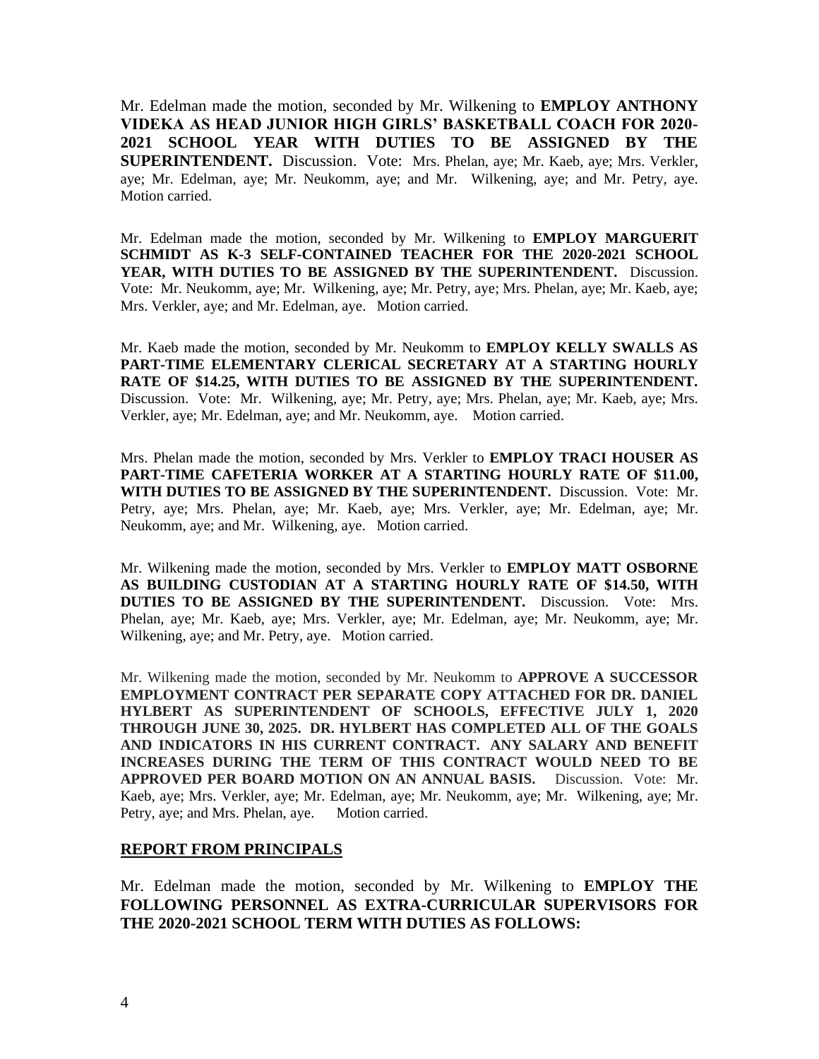Mr. Edelman made the motion, seconded by Mr. Wilkening to **EMPLOY ANTHONY VIDEKA AS HEAD JUNIOR HIGH GIRLS' BASKETBALL COACH FOR 2020-2021 SCHOOL YEAR WITH DUTIES TO BE ASSIGNED BY THE SUPERINTENDENT.** Discussion. Vote: Mrs. Phelan, aye; Mr. Kaeb, aye; Mrs. Verkler, aye; Mr. Edelman, aye; Mr. Neukomm, aye; and Mr. Wilkening, aye; and Mr. Petry, aye. Motion carried.

Mr. Edelman made the motion, seconded by Mr. Wilkening to **EMPLOY MARGUERIT SCHMIDT AS K-3 SELF-CONTAINED TEACHER FOR THE 2020-2021 SCHOOL YEAR, WITH DUTIES TO BE ASSIGNED BY THE SUPERINTENDENT.** Discussion. Vote: Mr. Neukomm, aye; Mr. Wilkening, aye; Mr. Petry, aye; Mrs. Phelan, aye; Mr. Kaeb, aye; Mrs. Verkler, aye; and Mr. Edelman, aye. Motion carried.

Mr. Kaeb made the motion, seconded by Mr. Neukomm to **EMPLOY KELLY SWALLS AS PART-TIME ELEMENTARY CLERICAL SECRETARY AT A STARTING HOURLY RATE OF $14.25, WITH DUTIES TO BE ASSIGNED BY THE SUPERINTENDENT.** Discussion. Vote: Mr. Wilkening, aye; Mr. Petry, aye; Mrs. Phelan, aye; Mr. Kaeb, aye; Mrs. Verkler, aye; Mr. Edelman, aye; and Mr. Neukomm, aye. Motion carried.

Mrs. Phelan made the motion, seconded by Mrs. Verkler to **EMPLOY TRACI HOUSER AS PART-TIME CAFETERIA WORKER AT A STARTING HOURLY RATE OF $11.00, WITH DUTIES TO BE ASSIGNED BY THE SUPERINTENDENT.** Discussion. Vote: Mr. Petry, aye; Mrs. Phelan, aye; Mr. Kaeb, aye; Mrs. Verkler, aye; Mr. Edelman, aye; Mr. Neukomm, aye; and Mr. Wilkening, aye. Motion carried.

Mr. Wilkening made the motion, seconded by Mrs. Verkler to **EMPLOY MATT OSBORNE AS BUILDING CUSTODIAN AT A STARTING HOURLY RATE OF $14.50, WITH DUTIES TO BE ASSIGNED BY THE SUPERINTENDENT.** Discussion. Vote: Mrs. Phelan, aye; Mr. Kaeb, aye; Mrs. Verkler, aye; Mr. Edelman, aye; Mr. Neukomm, aye; Mr. Wilkening, aye; and Mr. Petry, aye. Motion carried.

Mr. Wilkening made the motion, seconded by Mr. Neukomm to **APPROVE A SUCCESSOR EMPLOYMENT CONTRACT PER SEPARATE COPY ATTACHED FOR DR. DANIEL HYLBERT AS SUPERINTENDENT OF SCHOOLS, EFFECTIVE JULY 1, 2020 THROUGH JUNE 30, 2025. DR. HYLBERT HAS COMPLETED ALL OF THE GOALS AND INDICATORS IN HIS CURRENT CONTRACT. ANY SALARY AND BENEFIT INCREASES DURING THE TERM OF THIS CONTRACT WOULD NEED TO BE APPROVED PER BOARD MOTION ON AN ANNUAL BASIS.** Discussion. Vote: Mr. Kaeb, aye; Mrs. Verkler, aye; Mr. Edelman, aye; Mr. Neukomm, aye; Mr. Wilkening, aye; Mr. Petry, aye; and Mrs. Phelan, aye. Motion carried.

## REPORT FROM PRINCIPALS

Mr. Edelman made the motion, seconded by Mr. Wilkening to **EMPLOY THE FOLLOWING PERSONNEL AS EXTRA-CURRICULAR SUPERVISORS FOR THE 2020-2021 SCHOOL TERM WITH DUTIES AS FOLLOWS:**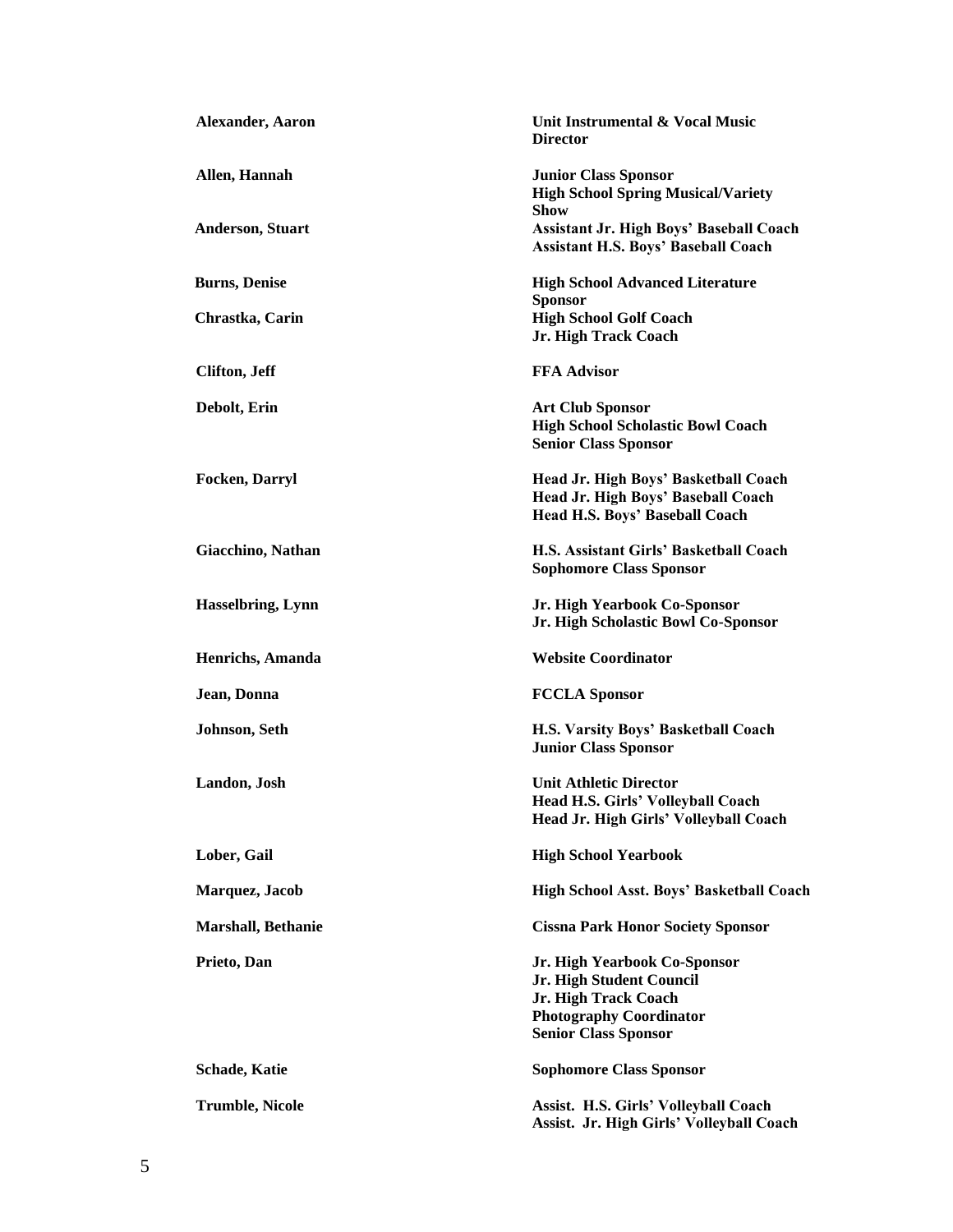| | |
|---|---|
| **Alexander, Aaron** | **Unit Instrumental & Vocal Music Director** |
| **Allen, Hannah** | **Junior Class Sponsor**<br>**High School Spring Musical/Variety Show** |
| **Anderson, Stuart** | **Assistant Jr. High Boys' Baseball Coach**<br>**Assistant H.S. Boys' Baseball Coach** |
| **Burns, Denise** | **High School Advanced Literature Sponsor** |
| **Chrastka, Carin** | **High School Golf Coach**<br>**Jr. High Track Coach** |
| **Clifton, Jeff** | **FFA Advisor** |
| **Debolt, Erin** | **Art Club Sponsor**<br>**High School Scholastic Bowl Coach**<br>**Senior Class Sponsor** |
| **Focken, Darryl** | **Head Jr. High Boys' Basketball Coach**<br>**Head Jr. High Boys' Baseball Coach**<br>**Head H.S. Boys' Baseball Coach** |
| **Giacchino, Nathan** | **H.S. Assistant Girls' Basketball Coach**<br>**Sophomore Class Sponsor** |
| **Hasselbring, Lynn** | **Jr. High Yearbook Co-Sponsor**<br>**Jr. High Scholastic Bowl Co-Sponsor** |
| **Henrichs, Amanda** | **Website Coordinator** |
| **Jean, Donna** | **FCCLA Sponsor** |
| **Johnson, Seth** | **H.S. Varsity Boys' Basketball Coach**<br>**Junior Class Sponsor** |
| **Landon, Josh** | **Unit Athletic Director**<br>**Head H.S. Girls' Volleyball Coach**<br>**Head Jr. High Girls' Volleyball Coach** |
| **Lober, Gail** | **High School Yearbook** |
| **Marquez, Jacob** | **High School Asst. Boys' Basketball Coach** |
| **Marshall, Bethanie** | **Cissna Park Honor Society Sponsor** |
| **Prieto, Dan** | **Jr. High Yearbook Co-Sponsor**<br>**Jr. High Student Council**<br>**Jr. High Track Coach**<br>**Photography Coordinator**<br>**Senior Class Sponsor** |
| **Schade, Katie** | **Sophomore Class Sponsor** |
| **Trumble, Nicole** | **Assist. H.S. Girls' Volleyball Coach**<br>**Assist. Jr. High Girls' Volleyball Coach** |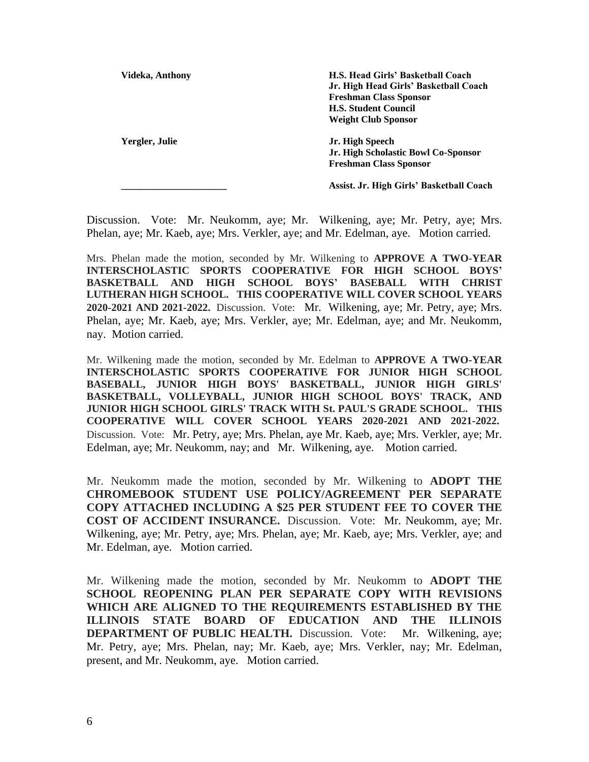| | |
|---|---|
| **Videka, Anthony** | **H.S. Head Girls' Basketball Coach**<br>**Jr. High Head Girls' Basketball Coach**<br>**Freshman Class Sponsor**<br>**H.S. Student Council**<br>**Weight Club Sponsor** |
| **Yergler, Julie** | **Jr. High Speech**<br>**Jr. High Scholastic Bowl Co-Sponsor**<br>**Freshman Class Sponsor** |
| **____________________** | **Assist. Jr. High Girls' Basketball Coach** |

Discussion. Vote: Mr. Neukomm, aye; Mr. Wilkening, aye; Mr. Petry, aye; Mrs. Phelan, aye; Mr. Kaeb, aye; Mrs. Verkler, aye; and Mr. Edelman, aye. Motion carried.

Mrs. Phelan made the motion, seconded by Mr. Wilkening to **APPROVE A TWO-YEAR INTERSCHOLASTIC SPORTS COOPERATIVE FOR HIGH SCHOOL BOYS' BASKETBALL AND HIGH SCHOOL BOYS' BASEBALL WITH CHRIST LUTHERAN HIGH SCHOOL. THIS COOPERATIVE WILL COVER SCHOOL YEARS 2020-2021 AND 2021-2022.** Discussion. Vote: Mr. Wilkening, aye; Mr. Petry, aye; Mrs. Phelan, aye; Mr. Kaeb, aye; Mrs. Verkler, aye; Mr. Edelman, aye; and Mr. Neukomm, nay. Motion carried.

Mr. Wilkening made the motion, seconded by Mr. Edelman to **APPROVE A TWO-YEAR INTERSCHOLASTIC SPORTS COOPERATIVE FOR JUNIOR HIGH SCHOOL BASEBALL, JUNIOR HIGH BOYS' BASKETBALL, JUNIOR HIGH GIRLS' BASKETBALL, VOLLEYBALL, JUNIOR HIGH SCHOOL BOYS' TRACK, AND JUNIOR HIGH SCHOOL GIRLS' TRACK WITH St. PAUL'S GRADE SCHOOL. THIS COOPERATIVE WILL COVER SCHOOL YEARS 2020-2021 AND 2021-2022.** Discussion. Vote: Mr. Petry, aye; Mrs. Phelan, aye Mr. Kaeb, aye; Mrs. Verkler, aye; Mr. Edelman, aye; Mr. Neukomm, nay; and Mr. Wilkening, aye. Motion carried.

Mr. Neukomm made the motion, seconded by Mr. Wilkening to **ADOPT THE CHROMEBOOK STUDENT USE POLICY/AGREEMENT PER SEPARATE COPY ATTACHED INCLUDING A $25 PER STUDENT FEE TO COVER THE COST OF ACCIDENT INSURANCE.** Discussion. Vote: Mr. Neukomm, aye; Mr. Wilkening, aye; Mr. Petry, aye; Mrs. Phelan, aye; Mr. Kaeb, aye; Mrs. Verkler, aye; and Mr. Edelman, aye. Motion carried.

Mr. Wilkening made the motion, seconded by Mr. Neukomm to **ADOPT THE SCHOOL REOPENING PLAN PER SEPARATE COPY WITH REVISIONS WHICH ARE ALIGNED TO THE REQUIREMENTS ESTABLISHED BY THE ILLINOIS STATE BOARD OF EDUCATION AND THE ILLINOIS DEPARTMENT OF PUBLIC HEALTH.** Discussion. Vote: Mr. Wilkening, aye; Mr. Petry, aye; Mrs. Phelan, nay; Mr. Kaeb, aye; Mrs. Verkler, nay; Mr. Edelman, present, and Mr. Neukomm, aye. Motion carried.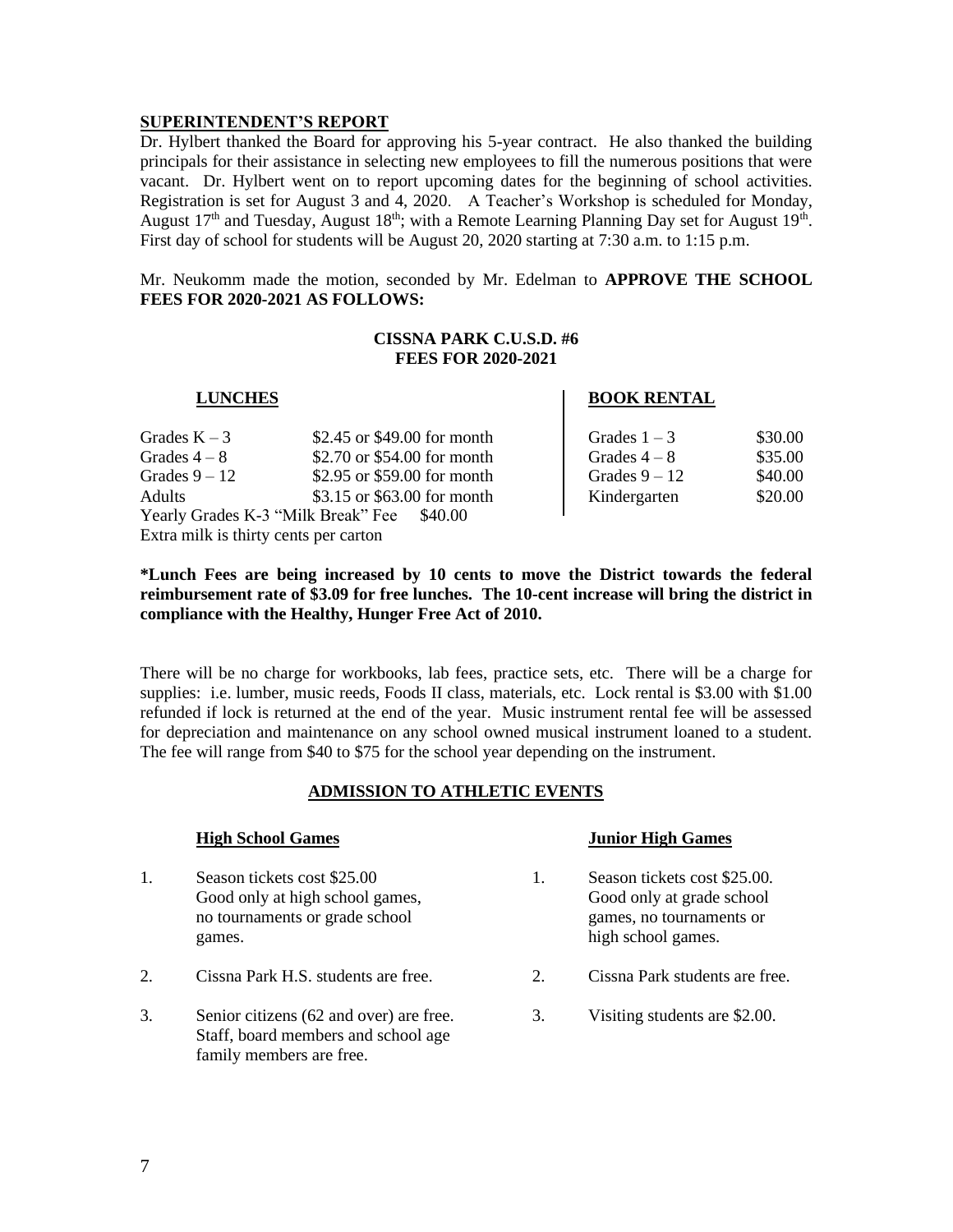**SUPERINTENDENT'S REPORT**

Dr. Hylbert thanked the Board for approving his 5-year contract. He also thanked the building principals for their assistance in selecting new employees to fill the numerous positions that were vacant. Dr. Hylbert went on to report upcoming dates for the beginning of school activities. Registration is set for August 3 and 4, 2020. A Teacher's Workshop is scheduled for Monday, August 17th and Tuesday, August 18th; with a Remote Learning Planning Day set for August 19th. First day of school for students will be August 20, 2020 starting at 7:30 a.m. to 1:15 p.m.

Mr. Neukomm made the motion, seconded by Mr. Edelman to **APPROVE THE SCHOOL FEES FOR 2020-2021 AS FOLLOWS:**

**CISSNA PARK C.U.S.D. #6**
**FEES FOR 2020-2021**

**LUNCHES**

| | |
|---|---|
| Grades K – 3 | $2.45 or $49.00 for month |
| Grades 4 – 8 | $2.70 or $54.00 for month |
| Grades 9 – 12 | $2.95 or $59.00 for month |
| Adults | $3.15 or $63.00 for month |

Yearly Grades K-3 "Milk Break" Fee $40.00

Extra milk is thirty cents per carton

**BOOK RENTAL**

| | |
|---|---|
| Grades 1 – 3 | $30.00 |
| Grades 4 – 8 | $35.00 |
| Grades 9 – 12 | $40.00 |
| Kindergarten | $20.00 |

**\*Lunch Fees are being increased by 10 cents to move the District towards the federal reimbursement rate of $3.09 for free lunches. The 10-cent increase will bring the district in compliance with the Healthy, Hunger Free Act of 2010.**

There will be no charge for workbooks, lab fees, practice sets, etc. There will be a charge for supplies: i.e. lumber, music reeds, Foods II class, materials, etc. Lock rental is $3.00 with $1.00 refunded if lock is returned at the end of the year. Music instrument rental fee will be assessed for depreciation and maintenance on any school owned musical instrument loaned to a student. The fee will range from $40 to $75 for the school year depending on the instrument.

**ADMISSION TO ATHLETIC EVENTS**

**High School Games**

1. Season tickets cost $25.00 Good only at high school games, no tournaments or grade school games.
2. Cissna Park H.S. students are free.
3. Senior citizens (62 and over) are free. Staff, board members and school age family members are free.

**Junior High Games**

1. Season tickets cost $25.00. Good only at grade school games, no tournaments or high school games.
2. Cissna Park students are free.
3. Visiting students are $2.00.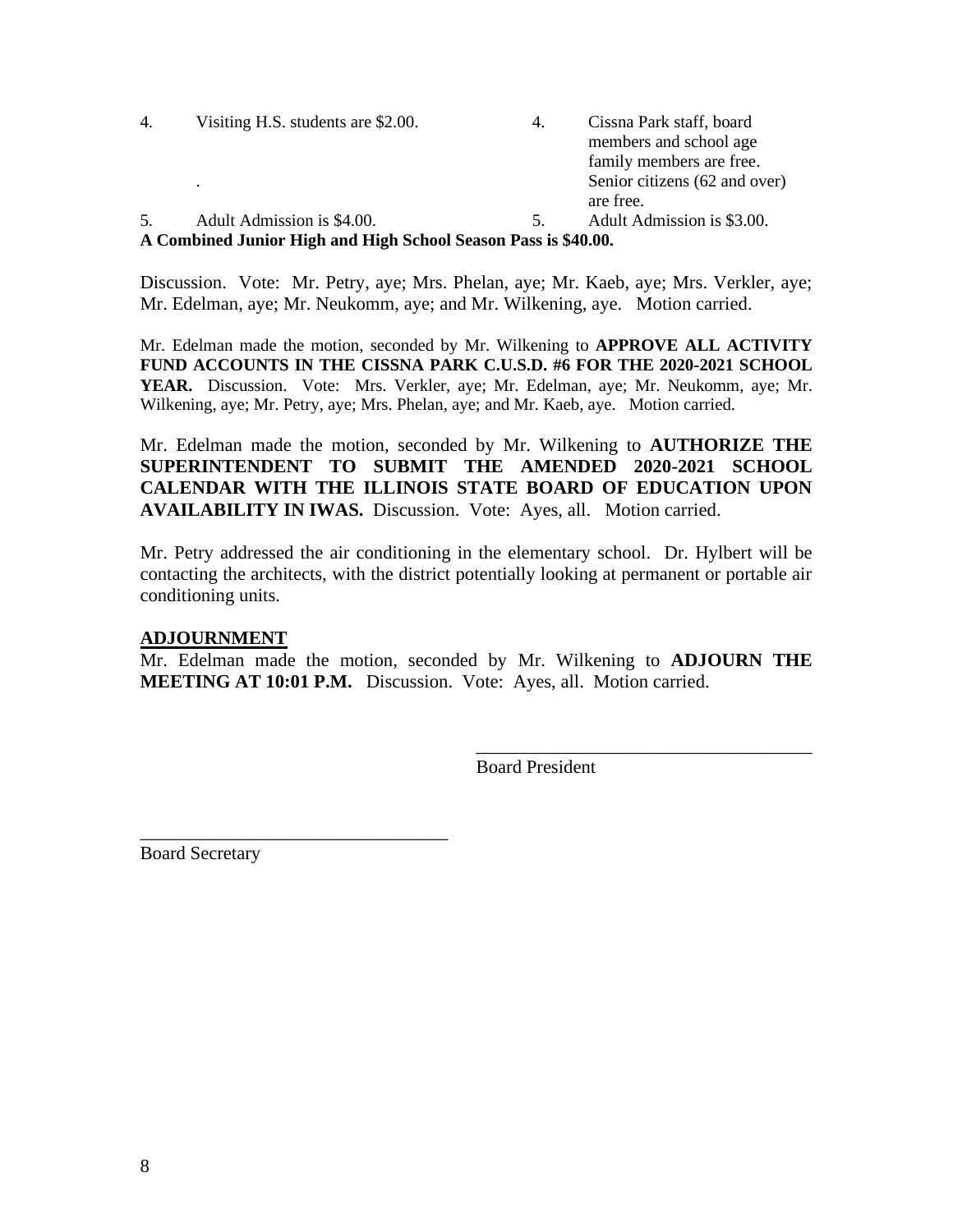| | | | |
|---|---|---|---|
| 4. | Visiting H.S. students are $2.00. | 4. | Cissna Park staff, board members and school age family members are free. Senior citizens (62 and over) are free. |
| 5. | Adult Admission is $4.00. | 5. | Adult Admission is $3.00. |

**A Combined Junior High and High School Season Pass is $40.00.**

Discussion. Vote: Mr. Petry, aye; Mrs. Phelan, aye; Mr. Kaeb, aye; Mrs. Verkler, aye; Mr. Edelman, aye; Mr. Neukomm, aye; and Mr. Wilkening, aye. Motion carried.

Mr. Edelman made the motion, seconded by Mr. Wilkening to **APPROVE ALL ACTIVITY FUND ACCOUNTS IN THE CISSNA PARK C.U.S.D. #6 FOR THE 2020-2021 SCHOOL YEAR.** Discussion. Vote: Mrs. Verkler, aye; Mr. Edelman, aye; Mr. Neukomm, aye; Mr. Wilkening, aye; Mr. Petry, aye; Mrs. Phelan, aye; and Mr. Kaeb, aye. Motion carried.

Mr. Edelman made the motion, seconded by Mr. Wilkening to **AUTHORIZE THE SUPERINTENDENT TO SUBMIT THE AMENDED 2020-2021 SCHOOL CALENDAR WITH THE ILLINOIS STATE BOARD OF EDUCATION UPON AVAILABILITY IN IWAS.** Discussion. Vote: Ayes, all. Motion carried.

Mr. Petry addressed the air conditioning in the elementary school. Dr. Hylbert will be contacting the architects, with the district potentially looking at permanent or portable air conditioning units.

## ADJOURNMENT

Mr. Edelman made the motion, seconded by Mr. Wilkening to **ADJOURN THE MEETING AT 10:01 P.M.** Discussion. Vote: Ayes, all. Motion carried.

_____________________________________
Board President

_________________________________
Board Secretary